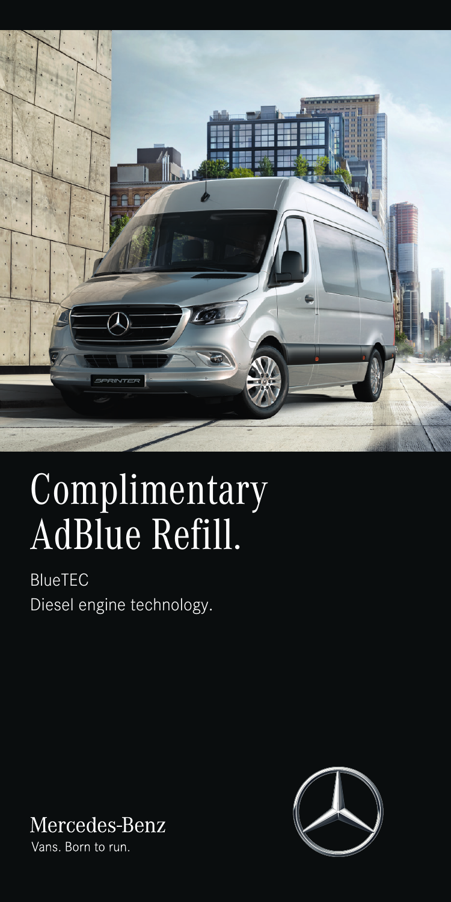# Complimentary AdBlue Refill.

BlueTEC

Diesel engine technology.

Mercedes-Benz

Vans. Born to run.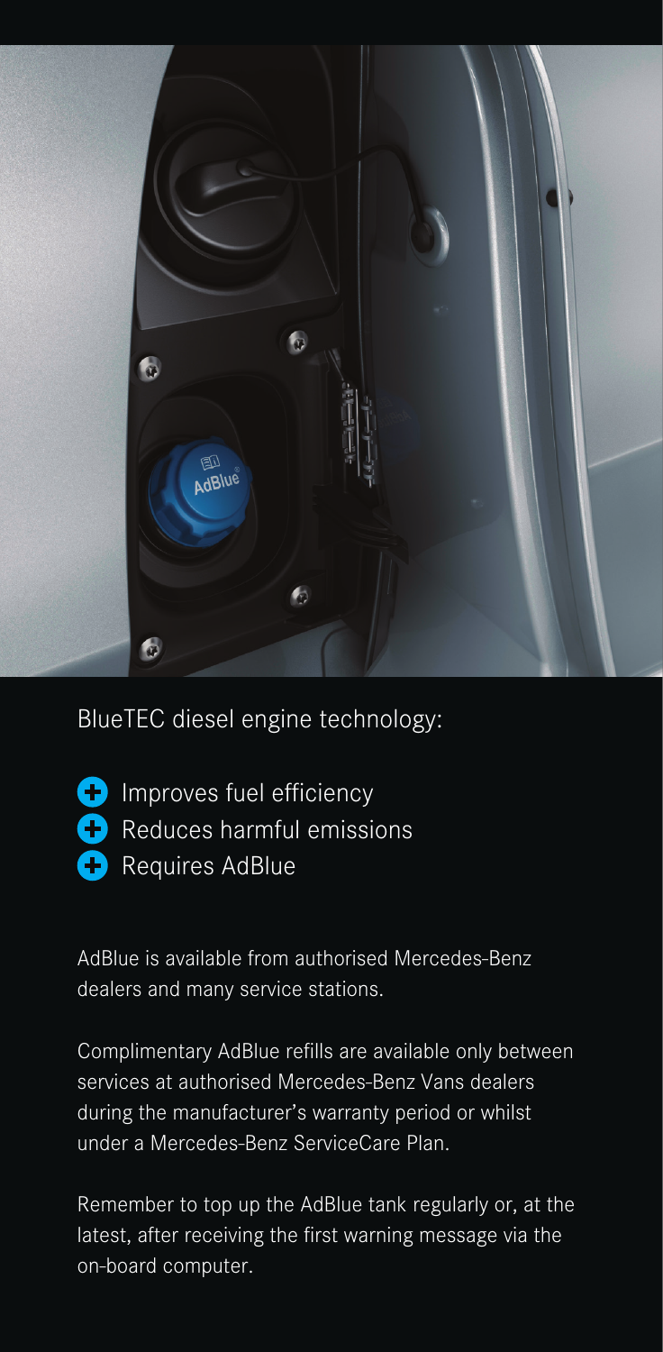BlueTEC diesel engine technology:

- Improves fuel efficiency
- Reduces harmful emissions
- Requires AdBlue

AdBlue is available from authorised Mercedes-Benz dealers and many service stations.

Complimentary AdBlue refills are available only between services at authorised Mercedes-Benz Vans dealers during the manufacturer's warranty period or whilst under a Mercedes-Benz ServiceCare Plan.

Remember to top up the AdBlue tank regularly or, at the latest, after receiving the first warning message via the on-board computer.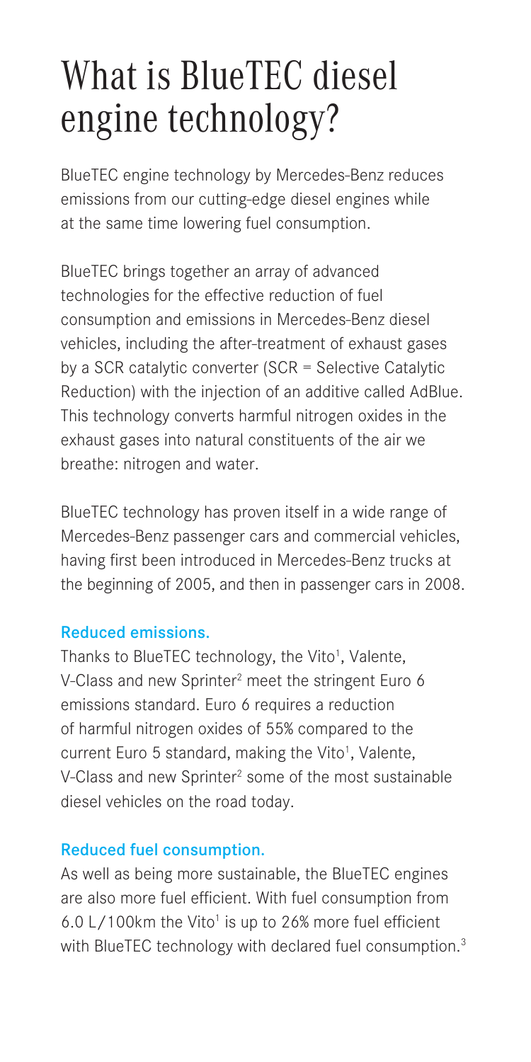# What is BlueTEC diesel engine technology?

BlueTEC engine technology by Mercedes-Benz reduces emissions from our cutting-edge diesel engines while at the same time lowering fuel consumption.

BlueTEC brings together an array of advanced technologies for the effective reduction of fuel consumption and emissions in Mercedes-Benz diesel vehicles, including the after-treatment of exhaust gases by a SCR catalytic converter (SCR = Selective Catalytic Reduction) with the injection of an additive called AdBlue. This technology converts harmful nitrogen oxides in the exhaust gases into natural constituents of the air we breathe: nitrogen and water.

BlueTEC technology has proven itself in a wide range of Mercedes-Benz passenger cars and commercial vehicles, having first been introduced in Mercedes-Benz trucks at the beginning of 2005, and then in passenger cars in 2008.

### Reduced emissions.

Thanks to BlueTEC technology, the Vito[1], Valente, V-Class and new Sprinter[2] meet the stringent Euro 6 emissions standard. Euro 6 requires a reduction of harmful nitrogen oxides of 55% compared to the current Euro 5 standard, making the Vito[1], Valente, V-Class and new Sprinter[2] some of the most sustainable diesel vehicles on the road today.

### Reduced fuel consumption.

As well as being more sustainable, the BlueTEC engines are also more fuel efficient. With fuel consumption from 6.0 L/100km the Vito[1] is up to 26% more fuel efficient with BlueTEC technology with declared fuel consumption.[3]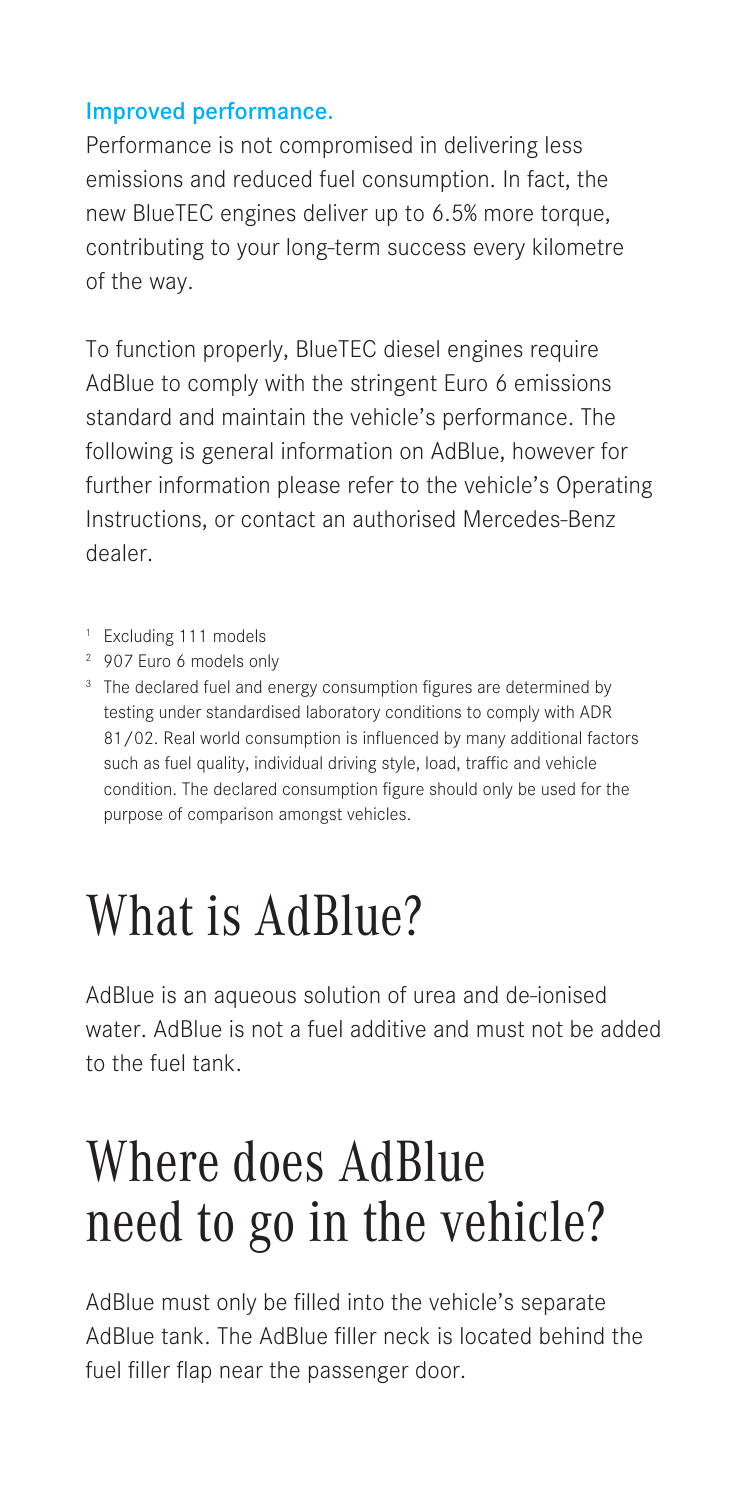### Improved performance.

Performance is not compromised in delivering less emissions and reduced fuel consumption. In fact, the new BlueTEC engines deliver up to 6.5% more torque, contributing to your long-term success every kilometre of the way.

To function properly, BlueTEC diesel engines require AdBlue to comply with the stringent Euro 6 emissions standard and maintain the vehicle's performance. The following is general information on AdBlue, however for further information please refer to the vehicle's Operating Instructions, or contact an authorised Mercedes-Benz dealer.

[1] Excluding 111 models

[2] 907 Euro 6 models only

[3] The declared fuel and energy consumption figures are determined by testing under standardised laboratory conditions to comply with ADR 81/02. Real world consumption is influenced by many additional factors such as fuel quality, individual driving style, load, traffic and vehicle condition. The declared consumption figure should only be used for the purpose of comparison amongst vehicles.

# What is AdBlue?

AdBlue is an aqueous solution of urea and de-ionised water. AdBlue is not a fuel additive and must not be added to the fuel tank.

# Where does AdBlue need to go in the vehicle?

AdBlue must only be filled into the vehicle's separate AdBlue tank. The AdBlue filler neck is located behind the fuel filler flap near the passenger door.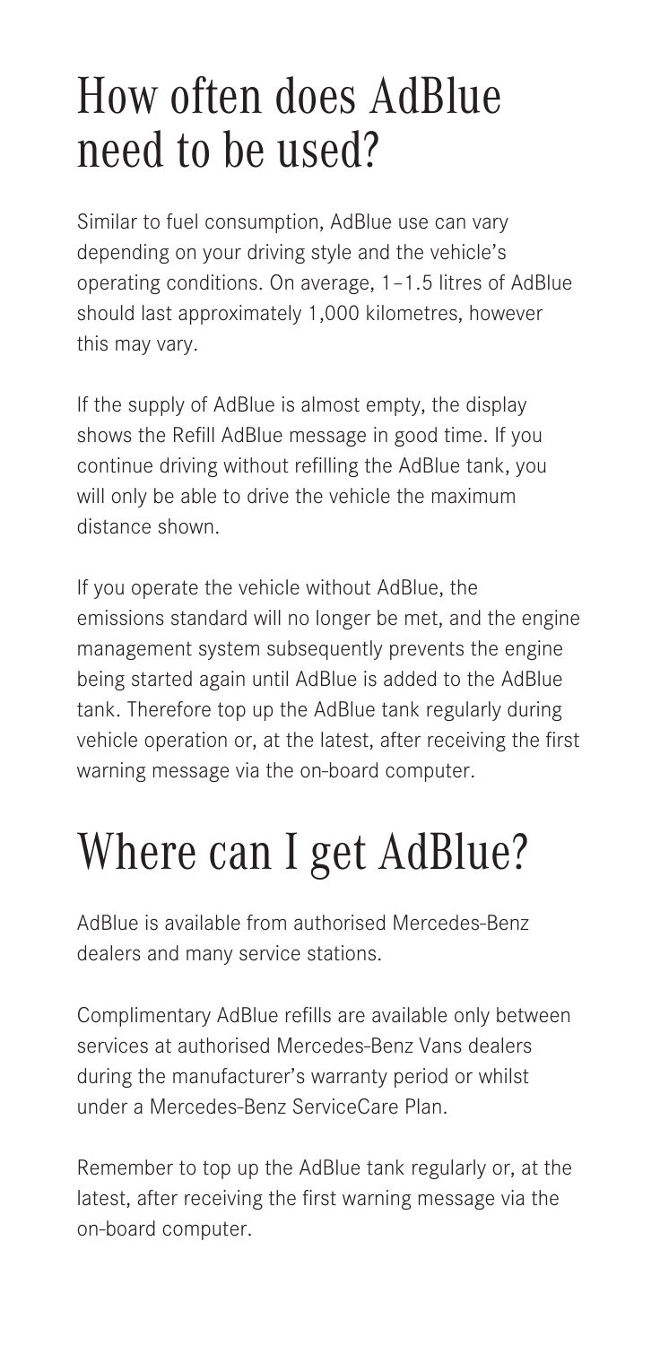# How often does AdBlue need to be used?

Similar to fuel consumption, AdBlue use can vary depending on your driving style and the vehicle's operating conditions. On average, 1–1.5 litres of AdBlue should last approximately 1,000 kilometres, however this may vary.

If the supply of AdBlue is almost empty, the display shows the Refill AdBlue message in good time. If you continue driving without refilling the AdBlue tank, you will only be able to drive the vehicle the maximum distance shown.

If you operate the vehicle without AdBlue, the emissions standard will no longer be met, and the engine management system subsequently prevents the engine being started again until AdBlue is added to the AdBlue tank. Therefore top up the AdBlue tank regularly during vehicle operation or, at the latest, after receiving the first warning message via the on-board computer.

# Where can I get AdBlue?

AdBlue is available from authorised Mercedes-Benz dealers and many service stations.

Complimentary AdBlue refills are available only between services at authorised Mercedes-Benz Vans dealers during the manufacturer's warranty period or whilst under a Mercedes-Benz ServiceCare Plan.

Remember to top up the AdBlue tank regularly or, at the latest, after receiving the first warning message via the on-board computer.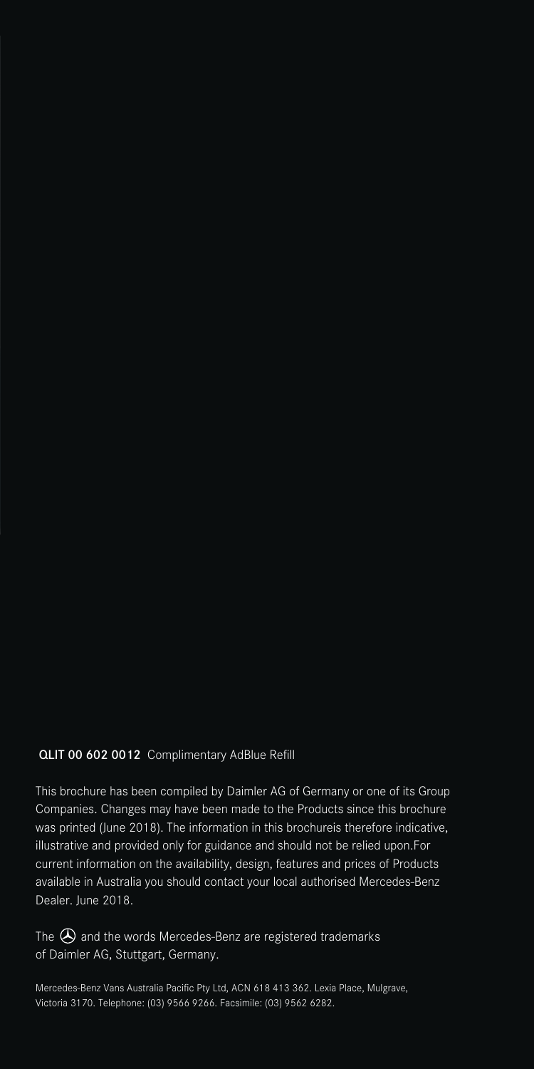**QLIT 00 602 0012** Complimentary AdBlue Refill

This brochure has been compiled by Daimler AG of Germany or one of its Group Companies. Changes may have been made to the Products since this brochure was printed (June 2018). The information in this brochureis therefore indicative, illustrative and provided only for guidance and should not be relied upon.For current information on the availability, design, features and prices of Products available in Australia you should contact your local authorised Mercedes-Benz Dealer. June 2018.

The ⊛ and the words Mercedes-Benz are registered trademarks of Daimler AG, Stuttgart, Germany.

Mercedes-Benz Vans Australia Pacific Pty Ltd, ACN 618 413 362. Lexia Place, Mulgrave, Victoria 3170. Telephone: (03) 9566 9266. Facsimile: (03) 9562 6282.